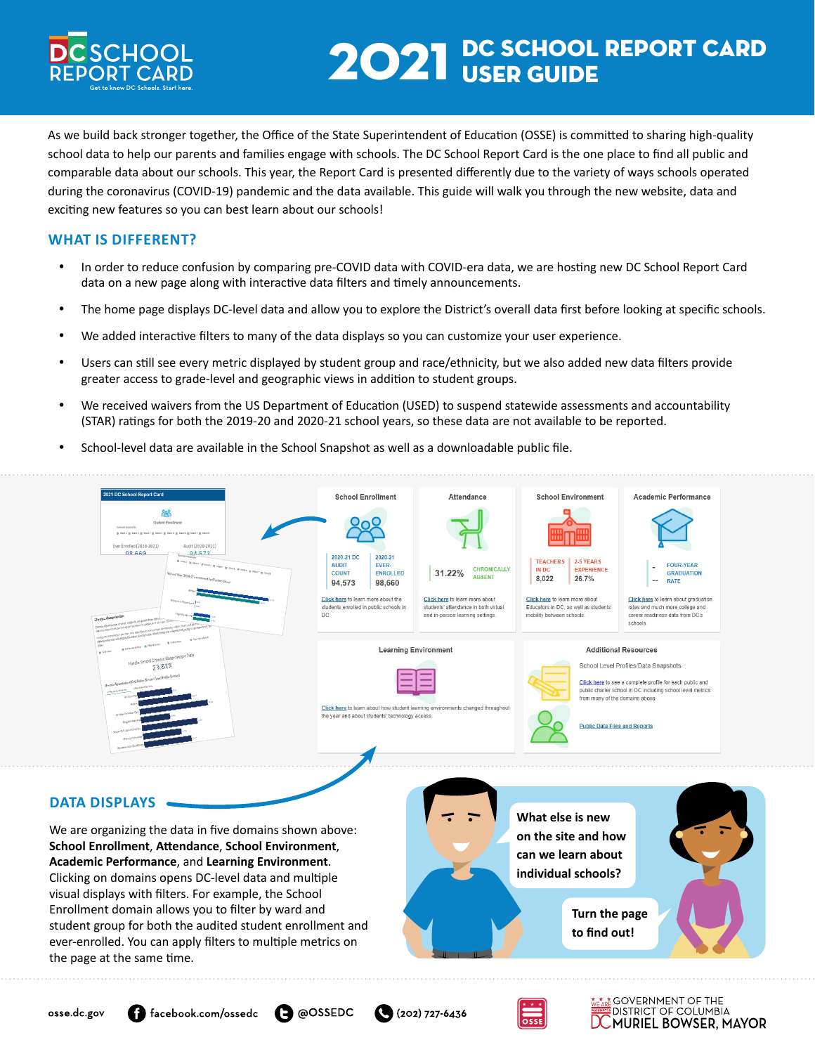# 2021 DC SCHOOL REPORT CARD USER GUIDE

As we build back stronger together, the Office of the State Superintendent of Education (OSSE) is committed to sharing high-quality school data to help our parents and families engage with schools. The DC School Report Card is the one place to find all public and comparable data about our schools. This year, the Report Card is presented differently due to the variety of ways schools operated during the coronavirus (COVID-19) pandemic and the data available. This guide will walk you through the new website, data and exciting new features so you can best learn about our schools!

## WHAT IS DIFFERENT?

- In order to reduce confusion by comparing pre-COVID data with COVID-era data, we are hosting new DC School Report Card data on a new page along with interactive data filters and timely announcements.
- The home page displays DC-level data and allow you to explore the District's overall data first before looking at specific schools.
- We added interactive filters to many of the data displays so you can customize your user experience.
- Users can still see every metric displayed by student group and race/ethnicity, but we also added new data filters provide greater access to grade-level and geographic views in addition to student groups.
- We received waivers from the US Department of Education (USED) to suspend statewide assessments and accountability (STAR) ratings for both the 2019-20 and 2020-21 school years, so these data are not available to be reported.
- School-level data are available in the School Snapshot as well as a downloadable public file.

**School Enrollment**

2020-21 DC AUDIT COUNT 94,573 | 2020-21 EVER-ENROLLED 98,660

Click here to learn more about the students enrolled in public schools in DC.

**Attendance**

31.22% CHRONICALLY ABSENT

Click here to learn more about students' attendance in both virtual and in-person learning settings.

**School Environment**

TEACHERS IN DC 8,022 | 2-5 YEARS EXPERIENCE 26.7%

Click here to learn more about Educators in DC, as well as students' mobility between schools.

**Academic Performance**

-- FOUR-YEAR GRADUATION RATE

Click here to learn about graduation rates and much more college and career readiness data from DC's schools.

**Learning Environment**

Click here to learn more about how student learning environments changed throughout the year and about students' technology access.

**Additional Resources**

School Level Profiles/Data Snapshots

Click here to see a complete profile for each public and public charter school in DC including school level metrics from many of the domains above.

Public Data Files and Reports

## DATA DISPLAYS

We are organizing the data in five domains shown above: **School Enrollment**, **Attendance**, **School Environment**, **Academic Performance**, and **Learning Environment**. Clicking on domains opens DC-level data and multiple visual displays with filters. For example, the School Enrollment domain allows you to filter by ward and student group for both the audited student enrollment and ever-enrolled. You can apply filters to multiple metrics on the page at the same time.

What else is new on the site and how can we learn about individual schools?

Turn the page to find out!

osse.dc.gov | facebook.com/ossedc | @OSSEDC | (202) 727-6436

GOVERNMENT OF THE DISTRICT OF COLUMBIA
DC MURIEL BOWSER, MAYOR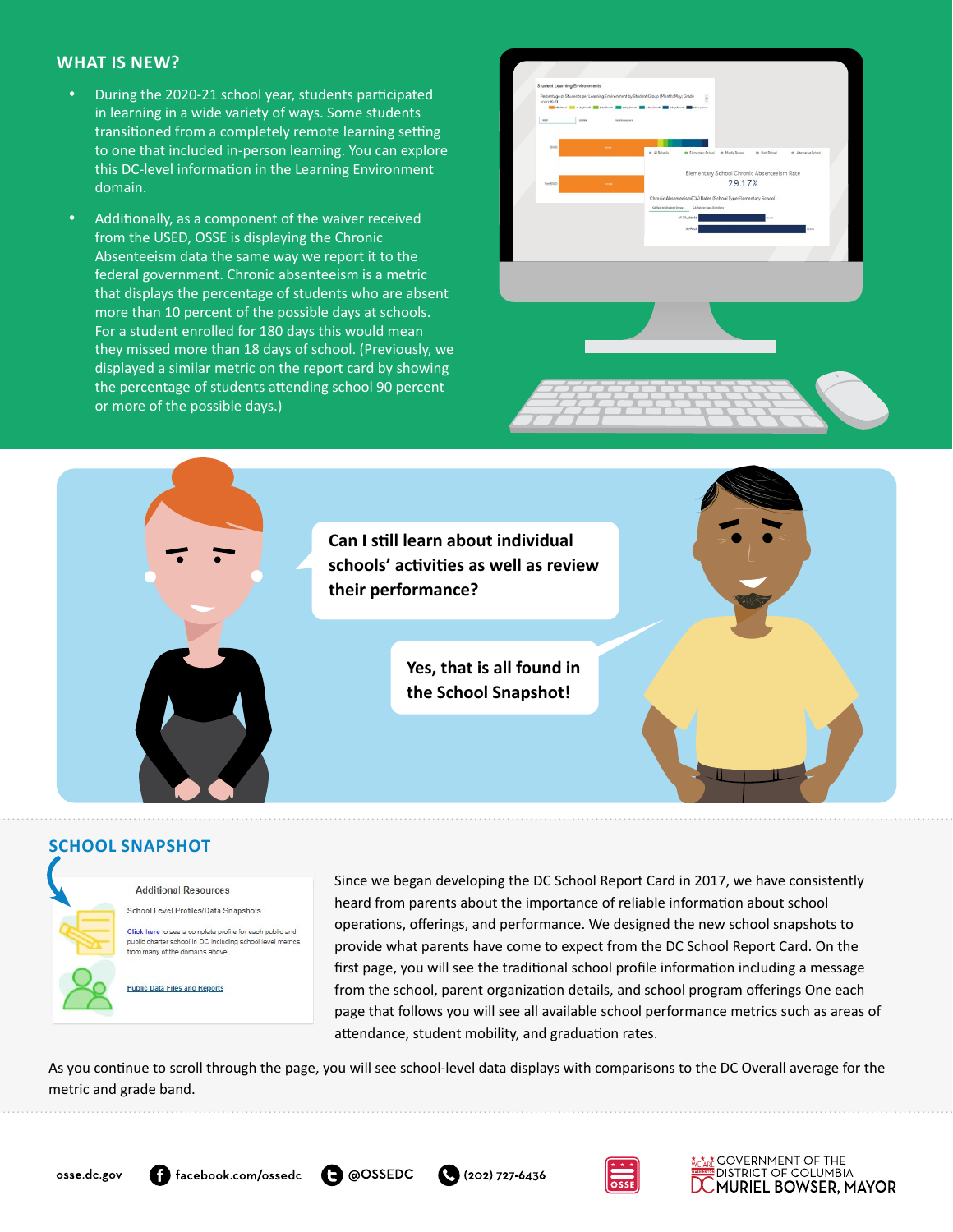## WHAT IS NEW?

- During the 2020-21 school year, students participated in learning in a wide variety of ways. Some students transitioned from a completely remote learning setting to one that included in-person learning. You can explore this DC-level information in the Learning Environment domain.
- Additionally, as a component of the waiver received from the USED, OSSE is displaying the Chronic Absenteeism data the same way we report it to the federal government. Chronic absenteeism is a metric that displays the percentage of students who are absent more than 10 percent of the possible days at schools. For a student enrolled for 180 days this would mean they missed more than 18 days of school. (Previously, we displayed a similar metric on the report card by showing the percentage of students attending school 90 percent or more of the possible days.)

**Can I still learn about individual schools' activities as well as review their performance?**

**Yes, that is all found in the School Snapshot!**

## SCHOOL SNAPSHOT

Since we began developing the DC School Report Card in 2017, we have consistently heard from parents about the importance of reliable information about school operations, offerings, and performance. We designed the new school snapshots to provide what parents have come to expect from the DC School Report Card. On the first page, you will see the traditional school profile information including a message from the school, parent organization details, and school program offerings One each page that follows you will see all available school performance metrics such as areas of attendance, student mobility, and graduation rates.

As you continue to scroll through the page, you will see school-level data displays with comparisons to the DC Overall average for the metric and grade band.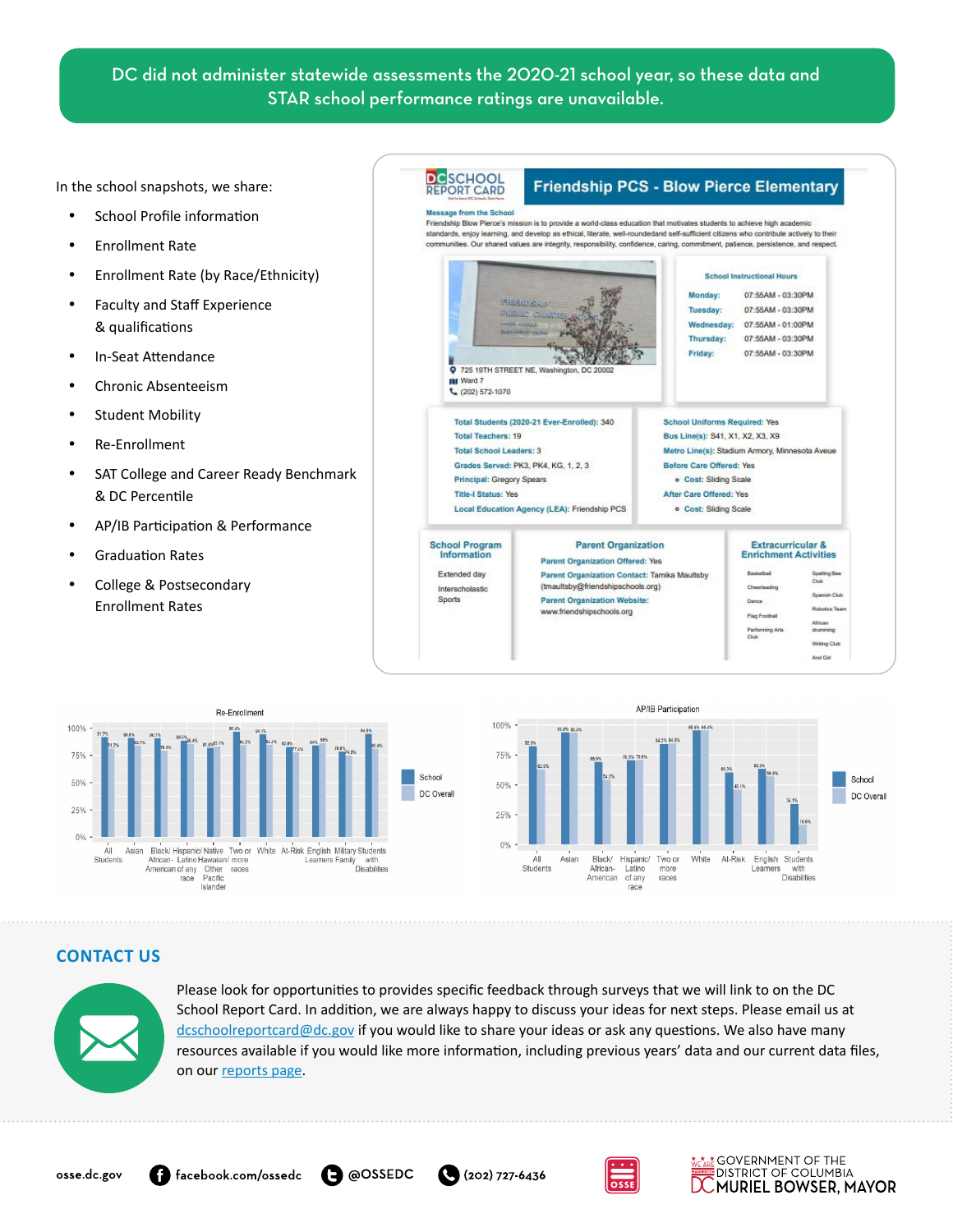DC did not administer statewide assessments the 2020-21 school year, so these data and STAR school performance ratings are unavailable.

In the school snapshots, we share:

- School Profile information
- Enrollment Rate
- Enrollment Rate (by Race/Ethnicity)
- Faculty and Staff Experience & qualifications
- In-Seat Attendance
- Chronic Absenteeism
- Student Mobility
- Re-Enrollment
- SAT College and Career Ready Benchmark & DC Percentile
- AP/IB Participation & Performance
- Graduation Rates
- College & Postsecondary Enrollment Rates

DC SCHOOL REPORT CARD

## Friendship PCS - Blow Pierce Elementary

**Message from the School**

Friendship Blow Pierce's mission is to provide a world-class education that motivates students to achieve high academic standards, enjoy learning, and develop as ethical, literate, well-roundedand self-sufficient citizens who contribute actively to their communities. Our shared values are integrity, responsibility, confidence, caring, commitment, patience, persistence, and respect.

725 19TH STREET NE, Washington, DC 20002
Ward 7
(202) 572-1070

**School Instructional Hours**

| | |
|---|---|
| Monday: | 07:55AM - 03:30PM |
| Tuesday: | 07:55AM - 03:30PM |
| Wednesday: | 07:55AM - 01:00PM |
| Thursday: | 07:55AM - 03:30PM |
| Friday: | 07:55AM - 03:30PM |

Total Students (2020-21 Ever-Enrolled): 340
Total Teachers: 19
Total School Leaders: 3
Grades Served: PK3, PK4, KG, 1, 2, 3
Principal: Gregory Speers
Title-I Status: Yes
Local Education Agency (LEA): Friendship PCS

School Uniforms Required: Yes
Bus Line(s): S41, X1, X2, X3, X9
Metro Line(s): Stadium Armory, Minnesota Aveue
Before Care Offered: Yes
- Cost: Sliding Scale

After Care Offered: Yes
- Cost: Sliding Scale

**School Program Information**

Extended day
Interscholastic Sports

**Parent Organization**

Parent Organization Offered: Yes
Parent Organization Contact: Tamika Maultsby (tmaultsby@friendshipschools.org)
Parent Organization Website: www.friendshipschools.org

**Extracurricular & Enrichment Activities**

Basketball, Spelling Bee Club, Cheerleading, Spanish Club, Dance, Robotics Team, Flag Football, African drumming, Performing Arts Club, Writing Club, And Girl

Re-Enrollment

100%, 75%, 50%, 25%, 0%

All Students, Asian, Black/African-American, Hispanic/Latino of any race, Native Hawaiian/Other Pacific Islander, Two or more races, White, At-Risk, English Learners, Military Family, Students with Disabilities

School, DC Overall

AP/IB Participation

100%, 75%, 50%, 25%, 0%

All Students, Asian, Black/African-American, Hispanic/Latino of any race, Two or more races, White, At-Risk, English Learners, Students with Disabilities

School, DC Overall

## CONTACT US

Please look for opportunities to provides specific feedback through surveys that we will link to on the DC School Report Card. In addition, we are always happy to discuss your ideas for next steps. Please email us at dcschoolreportcard@dc.gov if you would like to share your ideas or ask any questions. We also have many resources available if you would like more information, including previous years' data and our current data files, on our reports page.

osse.dc.gov facebook.com/ossedc @OSSEDC (202) 727-6436

GOVERNMENT OF THE DISTRICT OF COLUMBIA
DC MURIEL BOWSER, MAYOR